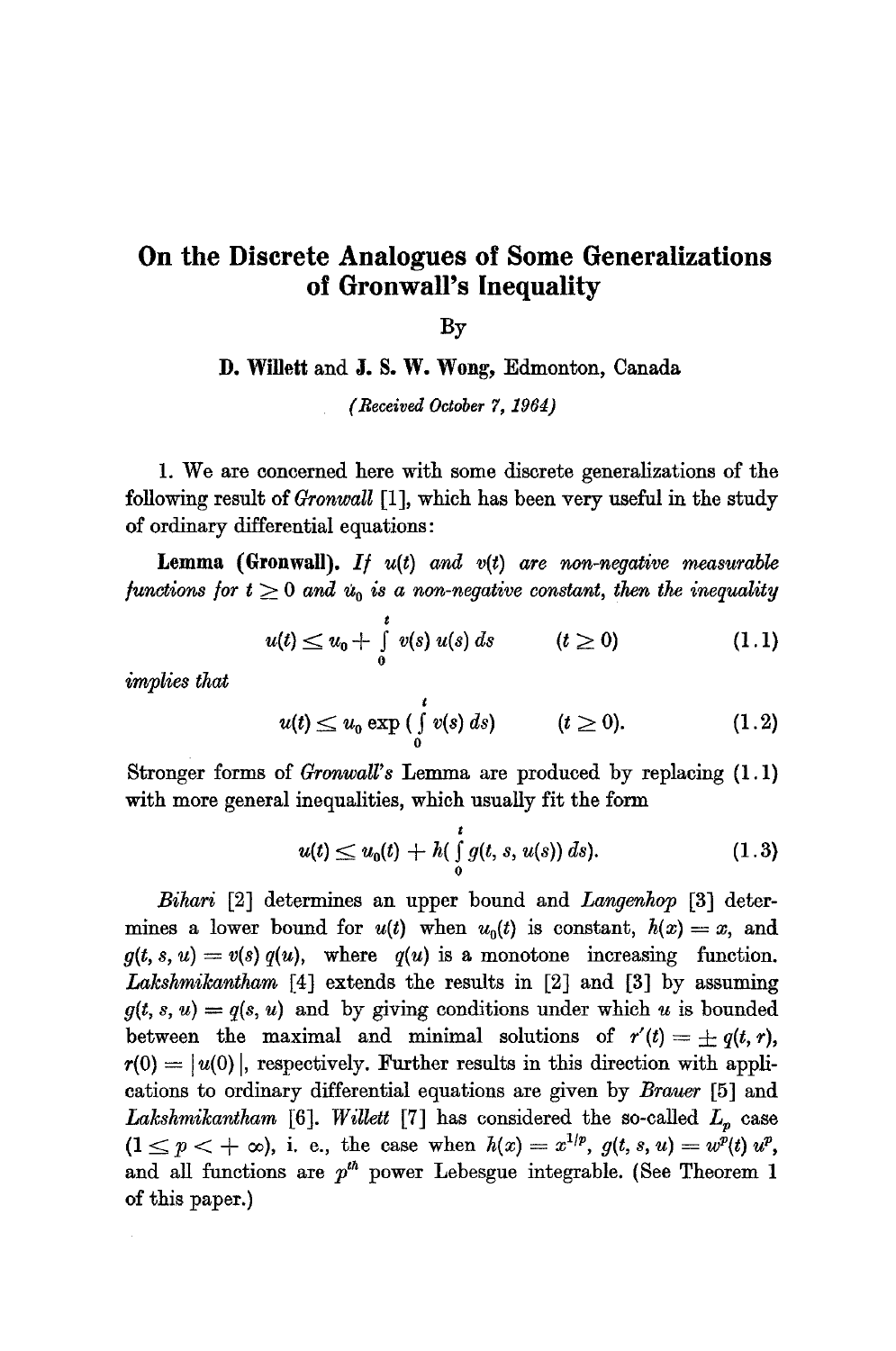# On the Discrete Analogues of Some Generalizations of Gronwall's Inequality

By

**D. Willett** and **J. S. W. Wong**, Edmonton, Canada

*(Received October 7, 1964)*

1. We are concerned here with some discrete generalizations of the following result of *Gronwall* [1], which has been very useful in the study of ordinary differential equations:

**Lemma (Gronwall).** *If $u(t)$ and $v(t)$ are non-negative measurable functions for $t \geq 0$ and $u_0$ is a non-negative constant, then the inequality*

$$u(t) \leq u_0 + \int_0^t v(s)\, u(s)\, ds \qquad (t \geq 0) \tag{1.1}$$

*implies that*

$$u(t) \leq u_0 \exp\left(\int_0^t v(s)\, ds\right) \qquad (t \geq 0). \tag{1.2}$$

Stronger forms of *Gronwall's* Lemma are produced by replacing (1.1) with more general inequalities, which usually fit the form

$$u(t) \leq u_0(t) + h\left(\int_0^t g(t, s, u(s))\, ds\right). \tag{1.3}$$

*Bihari* [2] determines an upper bound and *Langenhop* [3] determines a lower bound for $u(t)$ when $u_0(t)$ is constant, $h(x) = x$, and $g(t, s, u) = v(s)\, q(u)$, where $q(u)$ is a monotone increasing function. *Lakshmikantham* [4] extends the results in [2] and [3] by assuming $g(t, s, u) = q(s, u)$ and by giving conditions under which $u$ is bounded between the maximal and minimal solutions of $r'(t) = \pm\, q(t, r)$, $r(0) = |u(0)|$, respectively. Further results in this direction with applications to ordinary differential equations are given by *Brauer* [5] and *Lakshmikantham* [6]. *Willett* [7] has considered the so-called $L_p$ case $(1 \leq p < +\infty)$, i. e., the case when $h(x) = x^{1/p}$, $g(t, s, u) = w^p(t)\, u^p$, and all functions are $p^{th}$ power Lebesgue integrable. (See Theorem 1 of this paper.)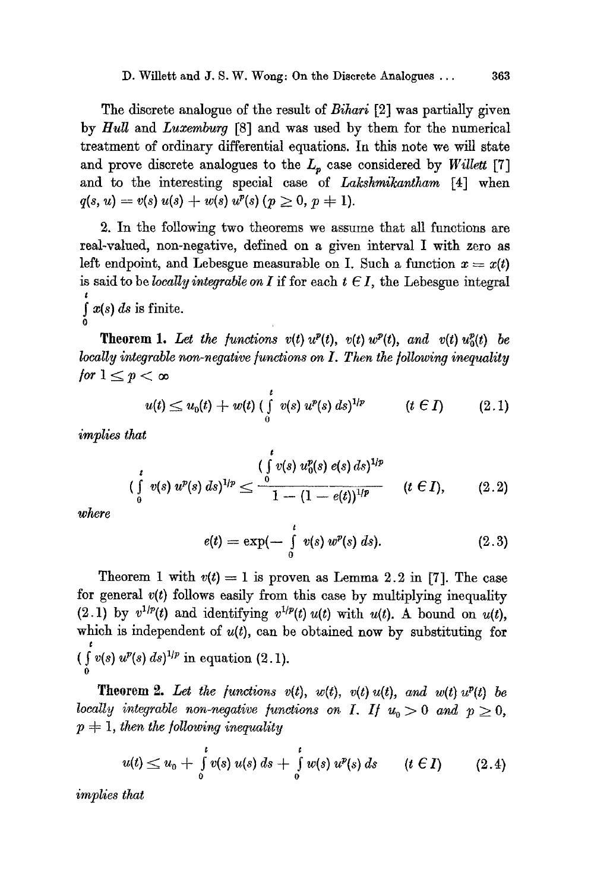The discrete analogue of the result of *Bihari* [2] was partially given by *Hull* and *Luxemburg* [8] and was used by them for the numerical treatment of ordinary differential equations. In this note we will state and prove discrete analogues to the $L_p$ case considered by *Willett* [7] and to the interesting special case of *Lakshmikantham* [4] when $q(s, u) = v(s)\, u(s) + w(s)\, u^p(s)$ $(p \geq 0,\, p \neq 1)$.

2. In the following two theorems we assume that all functions are real-valued, non-negative, defined on a given interval I with zero as left endpoint, and Lebesgue measurable on I. Such a function $x = x(t)$ is said to be *locally integrable on I* if for each $t \in I$, the Lebesgue integral $\int\limits_0^t x(s)\, ds$ is finite.

**Theorem 1.** *Let the functions $v(t)\, u^p(t)$, $v(t)\, w^p(t)$, and $v(t)\, u_0^p(t)$ be locally integrable non-negative functions on I. Then the following inequality for $1 \leq p < \infty$*

$$u(t) \leq u_0(t) + w(t) \left( \int\limits_0^t v(s)\, u^p(s)\, ds \right)^{1/p} \qquad (t \in I) \tag{2.1}$$

*implies that*

$$\left( \int\limits_0^t v(s)\, u^p(s)\, ds \right)^{1/p} \leq \frac{\left( \int\limits_0^t v(s)\, u_0^p(s)\, e(s)\, ds \right)^{1/p}}{1 - (1 - e(t))^{1/p}} \qquad (t \in I), \tag{2.2}$$

*where*

$$e(t) = \exp\left(- \int\limits_0^t v(s)\, w^p(s)\, ds\right). \tag{2.3}$$

Theorem 1 with $v(t) = 1$ is proven as Lemma 2.2 in [7]. The case for general $v(t)$ follows easily from this case by multiplying inequality (2.1) by $v^{1/p}(t)$ and identifying $v^{1/p}(t)\, u(t)$ with $u(t)$. A bound on $u(t)$, which is independent of $u(t)$, can be obtained now by substituting for $\left( \int\limits_0^t v(s)\, u^p(s)\, ds \right)^{1/p}$ in equation (2.1).

**Theorem 2.** *Let the functions $v(t)$, $w(t)$, $v(t)\, u(t)$, and $w(t)\, u^p(t)$ be locally integrable non-negative functions on I. If $u_0 > 0$ and $p \geq 0$, $p \neq 1$, then the following inequality*

$$u(t) \leq u_0 + \int\limits_0^t v(s)\, u(s)\, ds + \int\limits_0^t w(s)\, u^p(s)\, ds \qquad (t \in I) \tag{2.4}$$

*implies that*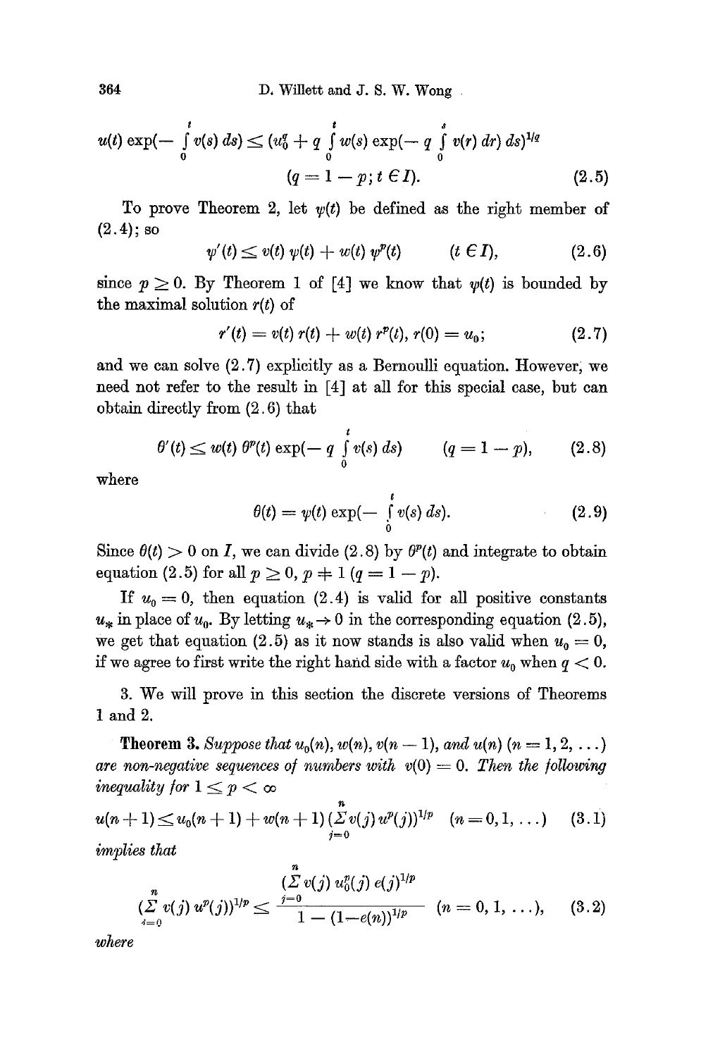$$u(t)\exp\left(-\int_0^t v(s)\,ds\right) \leq \left(u_0^q + q\int_0^t w(s)\exp\left(-q\int_0^s v(r)\,dr\right)ds\right)^{1/q}$$
$$(q = 1 - p;\ t \in I). \tag{2.5}$$

To prove Theorem 2, let $\psi(t)$ be defined as the right member of (2.4); so

$$\psi'(t) \leq v(t)\,\psi(t) + w(t)\,\psi^p(t) \qquad (t \in I), \tag{2.6}$$

since $p \geq 0$. By Theorem 1 of [4] we know that $\psi(t)$ is bounded by the maximal solution $r(t)$ of

$$r'(t) = v(t)\,r(t) + w(t)\,r^p(t),\ r(0) = u_0; \tag{2.7}$$

and we can solve (2.7) explicitly as a Bernoulli equation. However, we need not refer to the result in [4] at all for this special case, but can obtain directly from (2.6) that

$$\theta'(t) \leq w(t)\,\theta^p(t)\exp\left(-q\int_0^t v(s)\,ds\right) \qquad (q = 1 - p), \tag{2.8}$$

where

$$\theta(t) = \psi(t)\exp\left(-\int_0^t v(s)\,ds\right). \tag{2.9}$$

Since $\theta(t) > 0$ on $I$, we can divide (2.8) by $\theta^p(t)$ and integrate to obtain equation (2.5) for all $p \geq 0$, $p \neq 1$ $(q = 1 - p)$.

If $u_0 = 0$, then equation (2.4) is valid for all positive constants $u_*$ in place of $u_0$. By letting $u_* \to 0$ in the corresponding equation (2.5), we get that equation (2.5) as it now stands is also valid when $u_0 = 0$, if we agree to first write the right hand side with a factor $u_0$ when $q < 0$.

3. We will prove in this section the discrete versions of Theorems 1 and 2.

**Theorem 3.** *Suppose that $u_0(n)$, $w(n)$, $v(n-1)$, and $u(n)$ $(n = 1, 2, \ldots)$ are non-negative sequences of numbers with $v(0) = 0$. Then the following inequality for $1 \leq p < \infty$*

$$u(n+1) \leq u_0(n+1) + w(n+1)\left(\sum_{j=0}^{n} v(j)\,u^p(j)\right)^{1/p} \quad (n = 0, 1, \ldots) \tag{3.1}$$

*implies that*

$$\left(\sum_{j=0}^{n} v(j)\,u^p(j)\right)^{1/p} \leq \frac{\left(\sum_{j=0}^{n} v(j)\,u_0^p(j)\,e(j)\right)^{1/p}}{1 - (1 - e(n))^{1/p}} \quad (n = 0, 1, \ldots), \tag{3.2}$$

*where*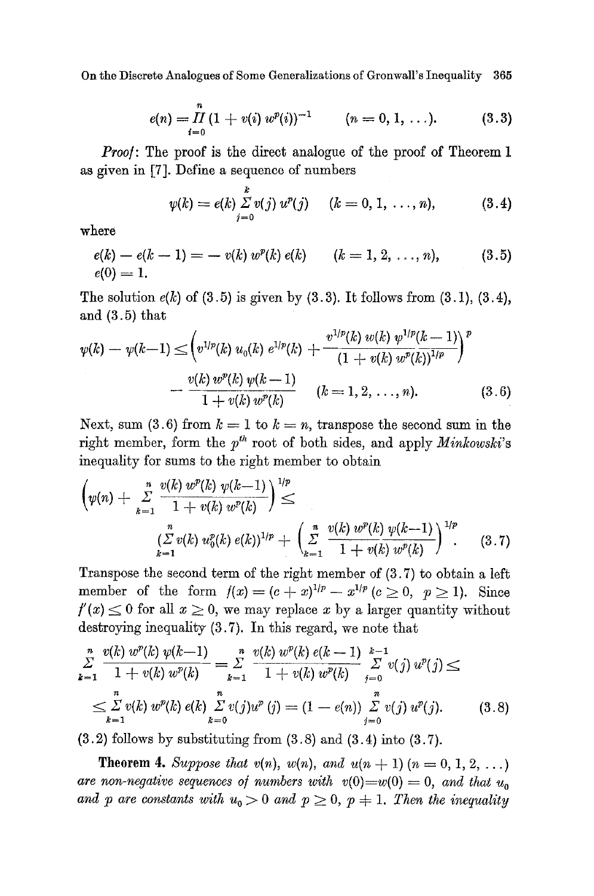$$e(n) = \prod_{i=0}^{n} (1 + v(i)\, w^p(i))^{-1} \qquad (n = 0, 1, \ldots). \tag{3.3}$$

*Proof*: The proof is the direct analogue of the proof of Theorem 1 as given in [7]. Define a sequence of numbers

$$\psi(k) = e(k) \sum_{j=0}^{k} v(j)\, u^p(j) \qquad (k = 0, 1, \ldots, n), \tag{3.4}$$

where

$$\begin{aligned} &e(k) - e(k-1) = -\, v(k)\, w^p(k)\, e(k) \qquad (k = 1, 2, \ldots, n), \\ &e(0) = 1. \end{aligned} \tag{3.5}$$

The solution $e(k)$ of (3.5) is given by (3.3). It follows from (3.1), (3.4), and (3.5) that

$$\psi(k) - \psi(k-1) \le \left( v^{1/p}(k)\, u_0(k)\, e^{1/p}(k) + \frac{v^{1/p}(k)\, w(k)\, \psi^{1/p}(k-1)}{(1 + v(k)\, w^p(k))^{1/p}} \right)^p - \frac{v(k)\, w^p(k)\, \psi(k-1)}{1 + v(k)\, w^p(k)} \qquad (k = 1, 2, \ldots, n). \tag{3.6}$$

Next, sum (3.6) from $k = 1$ to $k = n$, transpose the second sum in the right member, form the $p^{th}$ root of both sides, and apply *Minkowski*'s inequality for sums to the right member to obtain

$$\left( \psi(n) + \sum_{k=1}^{n} \frac{v(k)\, w^p(k)\, \psi(k-1)}{1 + v(k)\, w^p(k)} \right)^{1/p} \le \left(\sum_{k=1}^{n} v(k)\, u_0^p(k)\, e(k)\right)^{1/p} + \left( \sum_{k=1}^{n} \frac{v(k)\, w^p(k)\, \psi(k-1)}{1 + v(k)\, w^p(k)} \right)^{1/p}. \tag{3.7}$$

Transpose the second term of the right member of (3.7) to obtain a left member of the form $f(x) = (c + x)^{1/p} - x^{1/p}$ ($c \ge 0$, $p \ge 1$). Since $f'(x) \le 0$ for all $x \ge 0$, we may replace $x$ by a larger quantity without destroying inequality (3.7). In this regard, we note that

$$\sum_{k=1}^{n} \frac{v(k)\, w^p(k)\, \psi(k-1)}{1 + v(k)\, w^p(k)} = \sum_{k=1}^{n} \frac{v(k)\, w^p(k)\, e(k-1)}{1 + v(k)\, w^p(k)} \sum_{j=0}^{k-1} v(j)\, u^p(j) \le$$
$$\le \sum_{k=1}^{n} v(k)\, w^p(k)\, e(k) \sum_{k=0}^{n} v(j) u^p(j) = (1 - e(n)) \sum_{j=0}^{n} v(j)\, u^p(j). \tag{3.8}$$

(3.2) follows by substituting from (3.8) and (3.4) into (3.7).

**Theorem 4.** *Suppose that $v(n)$, $w(n)$, and $u(n + 1)$ ($n = 0, 1, 2, \ldots$) are non-negative sequences of numbers with $v(0) = w(0) = 0$, and that $u_0$ and $p$ are constants with $u_0 > 0$ and $p \ge 0$, $p \ne 1$. Then the inequality*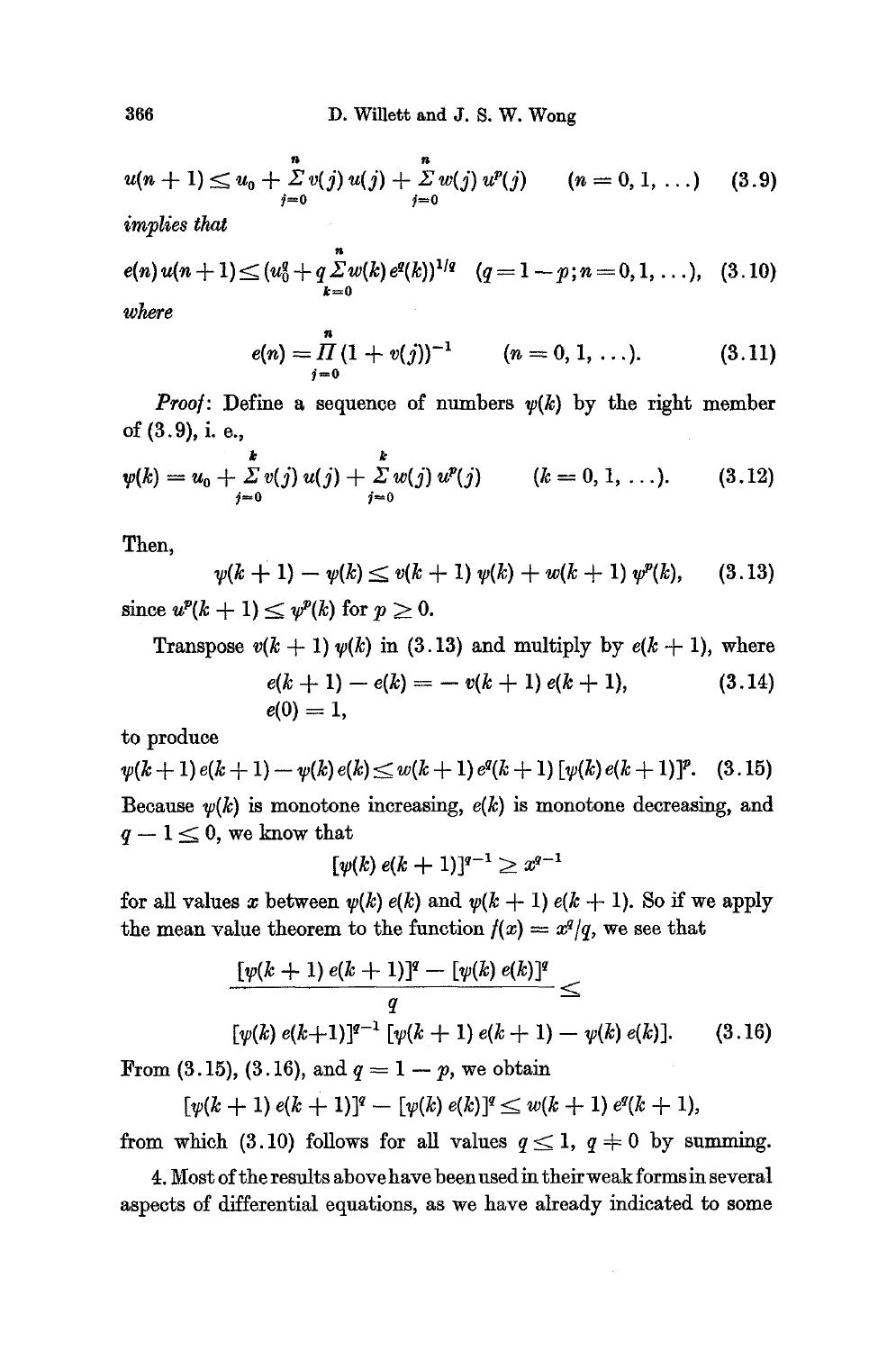$$u(n+1) \leq u_0 + \sum_{j=0}^{n} v(j)\, u(j) + \sum_{j=0}^{n} w(j)\, u^p(j) \qquad (n = 0, 1, \ldots) \tag{3.9}$$

*implies that*

$$e(n)\, u(n+1) \leq \Big(u_0^q + q \sum_{k=0}^{n} w(k)\, e^q(k)\Big)^{1/q} \quad (q = 1-p; n = 0, 1, \ldots), \tag{3.10}$$

*where*

$$e(n) = \prod_{j=0}^{n} (1 + v(j))^{-1} \qquad (n = 0, 1, \ldots). \tag{3.11}$$

*Proof*: Define a sequence of numbers $\psi(k)$ by the right member of (3.9), i. e.,

$$\psi(k) = u_0 + \sum_{j=0}^{k} v(j)\, u(j) + \sum_{j=0}^{k} w(j)\, u^p(j) \qquad (k = 0, 1, \ldots). \tag{3.12}$$

Then,

$$\psi(k+1) - \psi(k) \leq v(k+1)\, \psi(k) + w(k+1)\, \psi^p(k), \tag{3.13}$$

since $u^p(k+1) \leq \psi^p(k)$ for $p \geq 0$.

Transpose $v(k+1)\,\psi(k)$ in (3.13) and multiply by $e(k+1)$, where

$$e(k+1) - e(k) = -v(k+1)\, e(k+1), \tag{3.14}$$
$$e(0) = 1,$$

to produce

$$\psi(k+1)\, e(k+1) - \psi(k)\, e(k) \leq w(k+1)\, e^q(k+1)\, [\psi(k)\, e(k+1)]^p. \tag{3.15}$$

Because $\psi(k)$ is monotone increasing, $e(k)$ is monotone decreasing, and $q - 1 \leq 0$, we know that

$$[\psi(k)\, e(k+1)]^{q-1} \geq x^{q-1}$$

for all values $x$ between $\psi(k)\, e(k)$ and $\psi(k+1)\, e(k+1)$. So if we apply the mean value theorem to the function $f(x) = x^q/q$, we see that

$$\frac{[\psi(k+1)\, e(k+1)]^q - [\psi(k)\, e(k)]^q}{q} \leq$$
$$[\psi(k)\, e(k+1)]^{q-1}\, [\psi(k+1)\, e(k+1) - \psi(k)\, e(k)]. \tag{3.16}$$

From (3.15), (3.16), and $q = 1 - p$, we obtain

$$[\psi(k+1)\, e(k+1)]^q - [\psi(k)\, e(k)]^q \leq w(k+1)\, e^q(k+1),$$

from which (3.10) follows for all values $q \leq 1$, $q \neq 0$ by summing.

4. Most of the results above have been used in their weak forms in several aspects of differential equations, as we have already indicated to some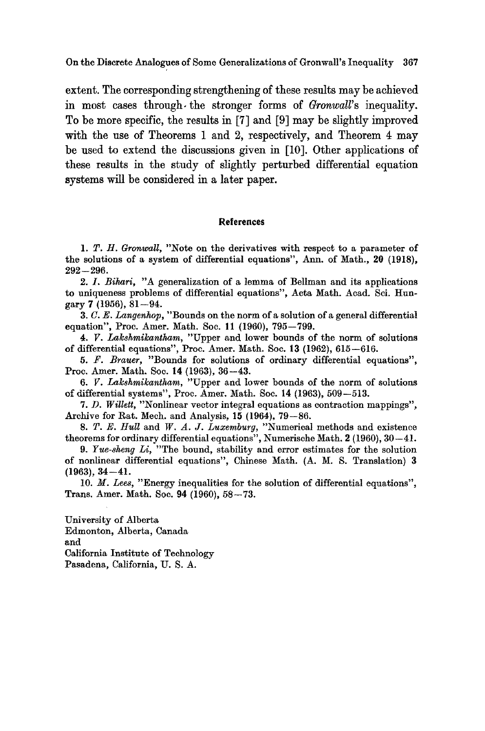extent. The corresponding strengthening of these results may be achieved in most cases through the stronger forms of *Gronwall*'s inequality. To be more specific, the results in [7] and [9] may be slightly improved with the use of Theorems 1 and 2, respectively, and Theorem 4 may be used to extend the discussions given in [10]. Other applications of these results in the study of slightly perturbed differential equation systems will be considered in a later paper.

## References

1. *T. H. Gronwall*, "Note on the derivatives with respect to a parameter of the solutions of a system of differential equations", Ann. of Math., **20** (1918), 292–296.

2. *I. Bihari*, "A generalization of a lemma of Bellman and its applications to uniqueness problems of differential equations", Acta Math. Acad. Sci. Hungary **7** (1956), 81–94.

3. *C. E. Langenhop*, "Bounds on the norm of a solution of a general differential equation", Proc. Amer. Math. Soc. **11** (1960), 795–799.

4. *V. Lakshmikantham*, "Upper and lower bounds of the norm of solutions of differential equations", Proc. Amer. Math. Soc. **13** (1962), 615–616.

5. *F. Brauer*, "Bounds for solutions of ordinary differential equations", Proc. Amer. Math. Soc. **14** (1963), 36–43.

6. *V. Lakshmikantham*, "Upper and lower bounds of the norm of solutions of differential systems", Proc. Amer. Math. Soc. **14** (1963), 509–513.

7. *D. Willett*, "Nonlinear vector integral equations as contraction mappings", Archive for Rat. Mech. and Analysis, **15** (1964), 79–86.

8. *T. E. Hull* and *W. A. J. Luxemburg*, "Numerical methods and existence theorems for ordinary differential equations", Numerische Math. **2** (1960), 30–41.

9. *Yue-sheng Li*, "The bound, stability and error estimates for the solution of nonlinear differential equations", Chinese Math. (A. M. S. Translation) **3** (1963), 34–41.

10. *M. Lees*, "Energy inequalities for the solution of differential equations", Trans. Amer. Math. Soc. **94** (1960), 58–73.

University of Alberta
Edmonton, Alberta, Canada
and
California Institute of Technology
Pasadena, California, U. S. A.